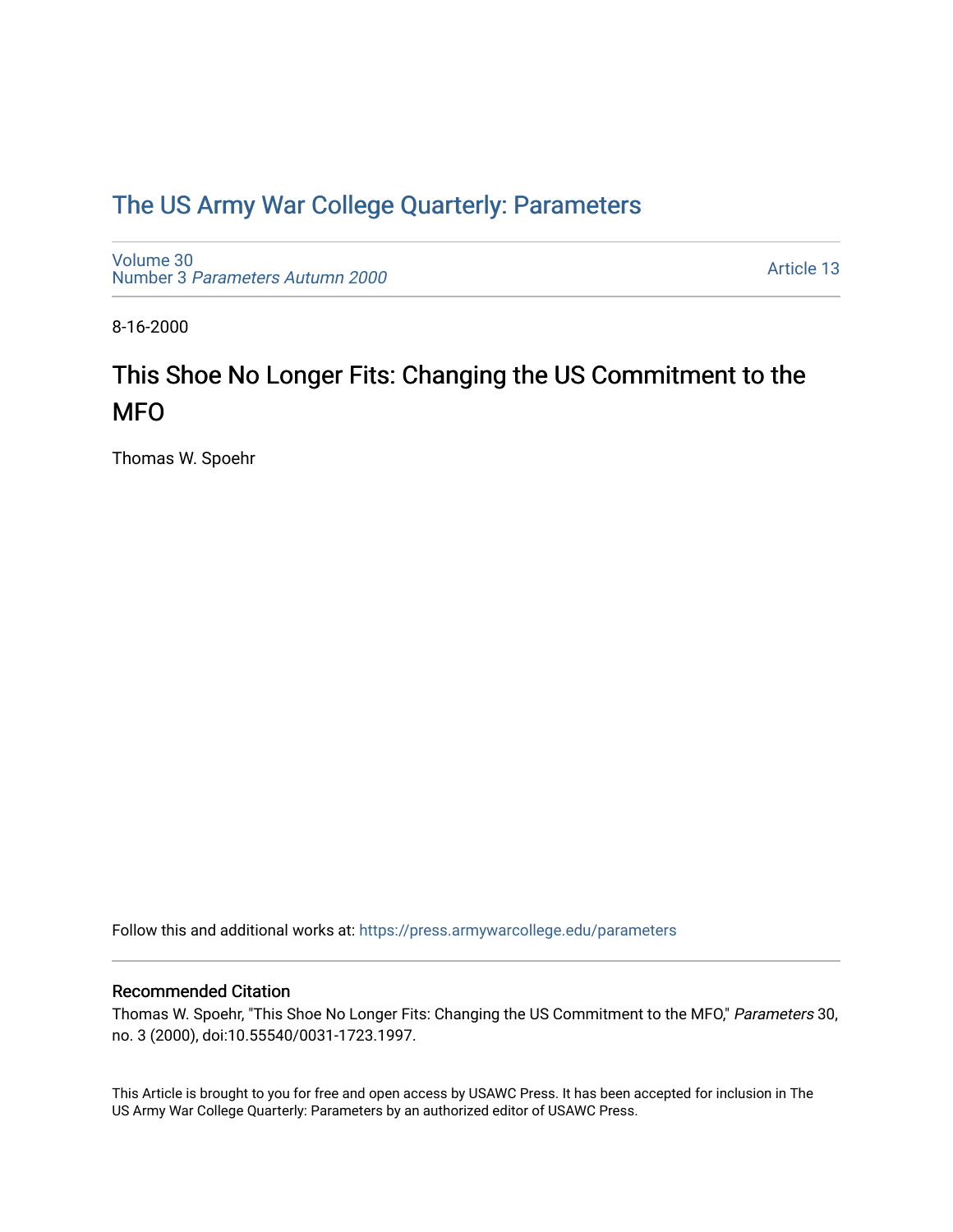# The US Army War College Quarterly: Parameters

Volume 30
Number 3 *Parameters Autumn 2000*

Article 13

8-16-2000

## This Shoe No Longer Fits: Changing the US Commitment to the MFO

Thomas W. Spoehr

Follow this and additional works at: https://press.armywarcollege.edu/parameters

### Recommended Citation

Thomas W. Spoehr, "This Shoe No Longer Fits: Changing the US Commitment to the MFO," *Parameters* 30, no. 3 (2000), doi:10.55540/0031-1723.1997.

This Article is brought to you for free and open access by USAWC Press. It has been accepted for inclusion in The US Army War College Quarterly: Parameters by an authorized editor of USAWC Press.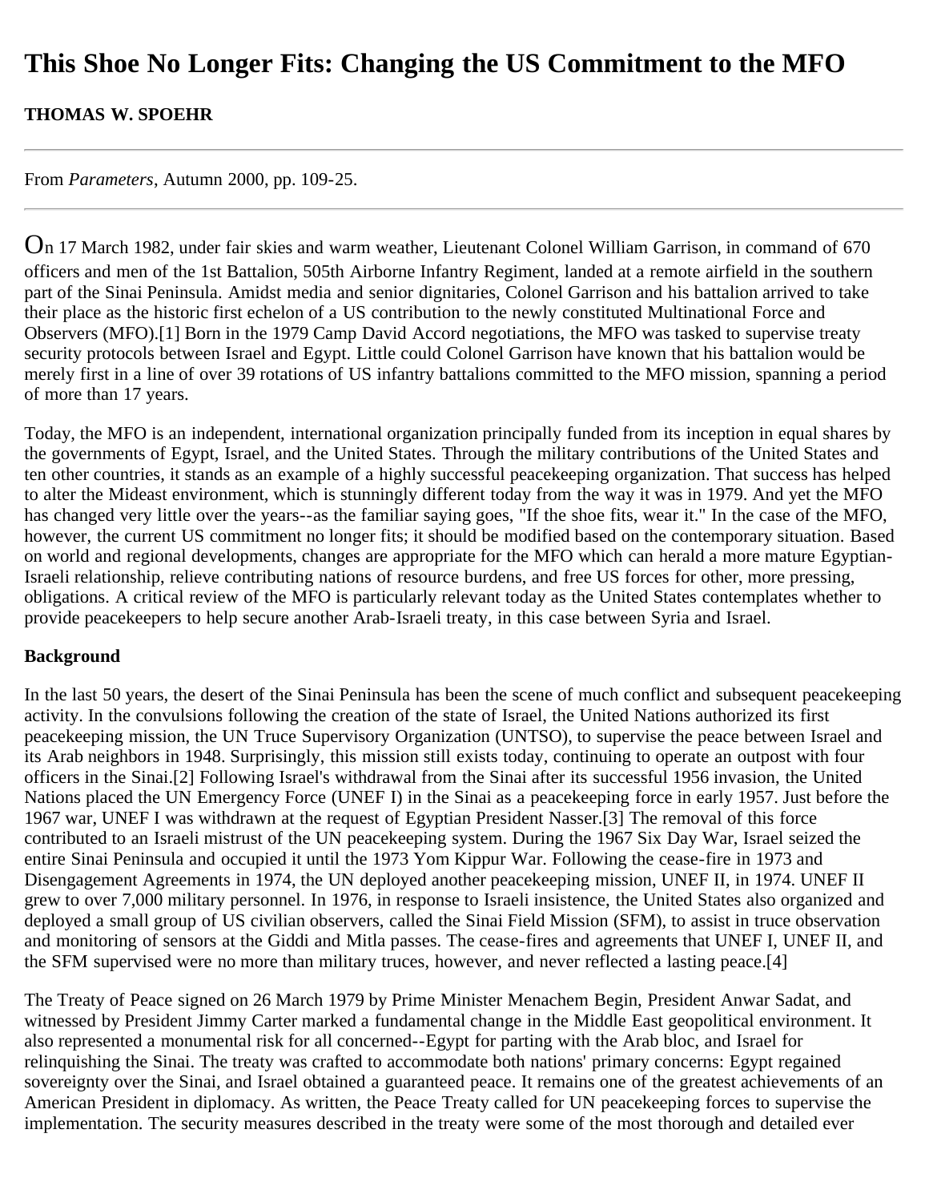# This Shoe No Longer Fits: Changing the US Commitment to the MFO

**THOMAS W. SPOEHR**

---

From *Parameters*, Autumn 2000, pp. 109-25.

---

On 17 March 1982, under fair skies and warm weather, Lieutenant Colonel William Garrison, in command of 670 officers and men of the 1st Battalion, 505th Airborne Infantry Regiment, landed at a remote airfield in the southern part of the Sinai Peninsula. Amidst media and senior dignitaries, Colonel Garrison and his battalion arrived to take their place as the historic first echelon of a US contribution to the newly constituted Multinational Force and Observers (MFO).[1] Born in the 1979 Camp David Accord negotiations, the MFO was tasked to supervise treaty security protocols between Israel and Egypt. Little could Colonel Garrison have known that his battalion would be merely first in a line of over 39 rotations of US infantry battalions committed to the MFO mission, spanning a period of more than 17 years.

Today, the MFO is an independent, international organization principally funded from its inception in equal shares by the governments of Egypt, Israel, and the United States. Through the military contributions of the United States and ten other countries, it stands as an example of a highly successful peacekeeping organization. That success has helped to alter the Mideast environment, which is stunningly different today from the way it was in 1979. And yet the MFO has changed very little over the years--as the familiar saying goes, "If the shoe fits, wear it." In the case of the MFO, however, the current US commitment no longer fits; it should be modified based on the contemporary situation. Based on world and regional developments, changes are appropriate for the MFO which can herald a more mature Egyptian-Israeli relationship, relieve contributing nations of resource burdens, and free US forces for other, more pressing, obligations. A critical review of the MFO is particularly relevant today as the United States contemplates whether to provide peacekeepers to help secure another Arab-Israeli treaty, in this case between Syria and Israel.

**Background**

In the last 50 years, the desert of the Sinai Peninsula has been the scene of much conflict and subsequent peacekeeping activity. In the convulsions following the creation of the state of Israel, the United Nations authorized its first peacekeeping mission, the UN Truce Supervisory Organization (UNTSO), to supervise the peace between Israel and its Arab neighbors in 1948. Surprisingly, this mission still exists today, continuing to operate an outpost with four officers in the Sinai.[2] Following Israel's withdrawal from the Sinai after its successful 1956 invasion, the United Nations placed the UN Emergency Force (UNEF I) in the Sinai as a peacekeeping force in early 1957. Just before the 1967 war, UNEF I was withdrawn at the request of Egyptian President Nasser.[3] The removal of this force contributed to an Israeli mistrust of the UN peacekeeping system. During the 1967 Six Day War, Israel seized the entire Sinai Peninsula and occupied it until the 1973 Yom Kippur War. Following the cease-fire in 1973 and Disengagement Agreements in 1974, the UN deployed another peacekeeping mission, UNEF II, in 1974. UNEF II grew to over 7,000 military personnel. In 1976, in response to Israeli insistence, the United States also organized and deployed a small group of US civilian observers, called the Sinai Field Mission (SFM), to assist in truce observation and monitoring of sensors at the Giddi and Mitla passes. The cease-fires and agreements that UNEF I, UNEF II, and the SFM supervised were no more than military truces, however, and never reflected a lasting peace.[4]

The Treaty of Peace signed on 26 March 1979 by Prime Minister Menachem Begin, President Anwar Sadat, and witnessed by President Jimmy Carter marked a fundamental change in the Middle East geopolitical environment. It also represented a monumental risk for all concerned--Egypt for parting with the Arab bloc, and Israel for relinquishing the Sinai. The treaty was crafted to accommodate both nations' primary concerns: Egypt regained sovereignty over the Sinai, and Israel obtained a guaranteed peace. It remains one of the greatest achievements of an American President in diplomacy. As written, the Peace Treaty called for UN peacekeeping forces to supervise the implementation. The security measures described in the treaty were some of the most thorough and detailed ever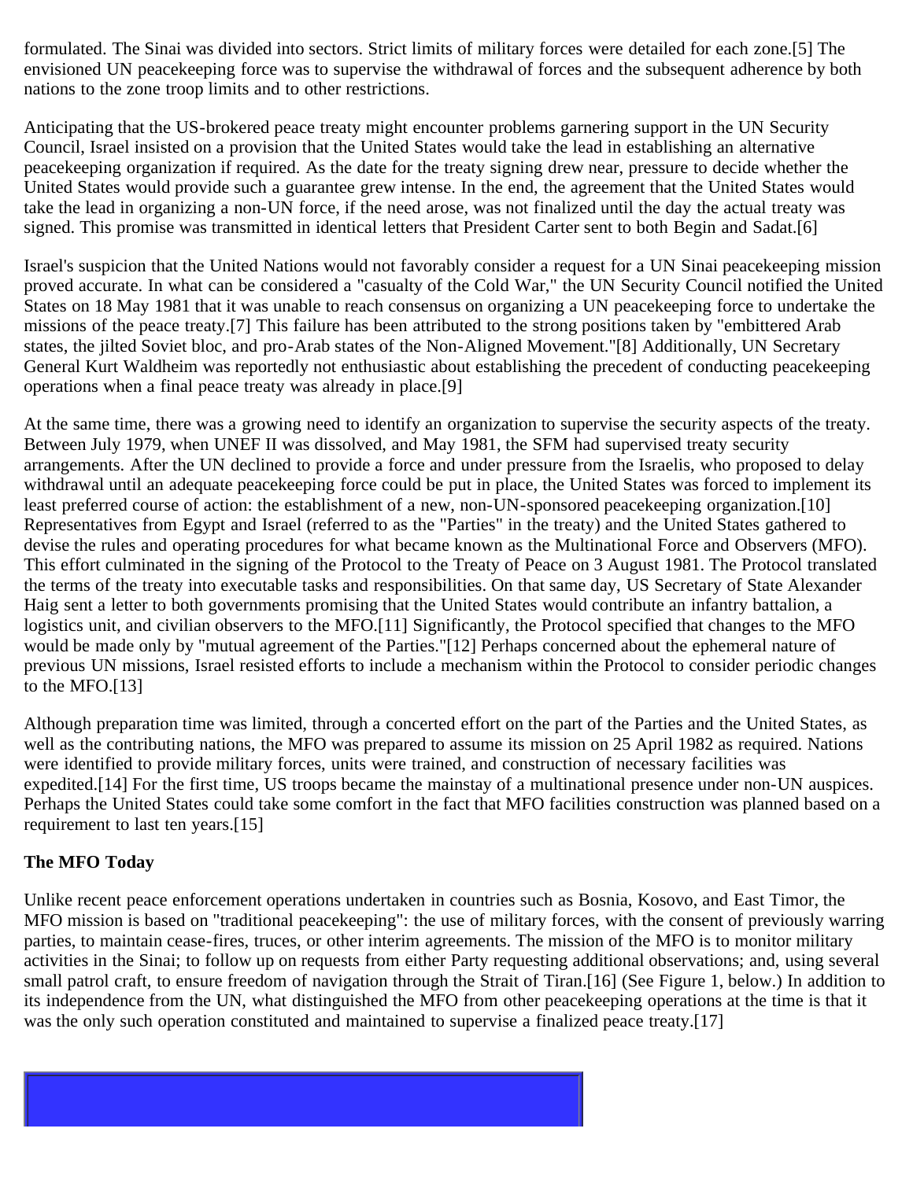formulated. The Sinai was divided into sectors. Strict limits of military forces were detailed for each zone.[5] The envisioned UN peacekeeping force was to supervise the withdrawal of forces and the subsequent adherence by both nations to the zone troop limits and to other restrictions.

Anticipating that the US-brokered peace treaty might encounter problems garnering support in the UN Security Council, Israel insisted on a provision that the United States would take the lead in establishing an alternative peacekeeping organization if required. As the date for the treaty signing drew near, pressure to decide whether the United States would provide such a guarantee grew intense. In the end, the agreement that the United States would take the lead in organizing a non-UN force, if the need arose, was not finalized until the day the actual treaty was signed. This promise was transmitted in identical letters that President Carter sent to both Begin and Sadat.[6]

Israel's suspicion that the United Nations would not favorably consider a request for a UN Sinai peacekeeping mission proved accurate. In what can be considered a "casualty of the Cold War," the UN Security Council notified the United States on 18 May 1981 that it was unable to reach consensus on organizing a UN peacekeeping force to undertake the missions of the peace treaty.[7] This failure has been attributed to the strong positions taken by "embittered Arab states, the jilted Soviet bloc, and pro-Arab states of the Non-Aligned Movement."[8] Additionally, UN Secretary General Kurt Waldheim was reportedly not enthusiastic about establishing the precedent of conducting peacekeeping operations when a final peace treaty was already in place.[9]

At the same time, there was a growing need to identify an organization to supervise the security aspects of the treaty. Between July 1979, when UNEF II was dissolved, and May 1981, the SFM had supervised treaty security arrangements. After the UN declined to provide a force and under pressure from the Israelis, who proposed to delay withdrawal until an adequate peacekeeping force could be put in place, the United States was forced to implement its least preferred course of action: the establishment of a new, non-UN-sponsored peacekeeping organization.[10] Representatives from Egypt and Israel (referred to as the "Parties" in the treaty) and the United States gathered to devise the rules and operating procedures for what became known as the Multinational Force and Observers (MFO). This effort culminated in the signing of the Protocol to the Treaty of Peace on 3 August 1981. The Protocol translated the terms of the treaty into executable tasks and responsibilities. On that same day, US Secretary of State Alexander Haig sent a letter to both governments promising that the United States would contribute an infantry battalion, a logistics unit, and civilian observers to the MFO.[11] Significantly, the Protocol specified that changes to the MFO would be made only by "mutual agreement of the Parties."[12] Perhaps concerned about the ephemeral nature of previous UN missions, Israel resisted efforts to include a mechanism within the Protocol to consider periodic changes to the MFO.[13]

Although preparation time was limited, through a concerted effort on the part of the Parties and the United States, as well as the contributing nations, the MFO was prepared to assume its mission on 25 April 1982 as required. Nations were identified to provide military forces, units were trained, and construction of necessary facilities was expedited.[14] For the first time, US troops became the mainstay of a multinational presence under non-UN auspices. Perhaps the United States could take some comfort in the fact that MFO facilities construction was planned based on a requirement to last ten years.[15]

**The MFO Today**

Unlike recent peace enforcement operations undertaken in countries such as Bosnia, Kosovo, and East Timor, the MFO mission is based on "traditional peacekeeping": the use of military forces, with the consent of previously warring parties, to maintain cease-fires, truces, or other interim agreements. The mission of the MFO is to monitor military activities in the Sinai; to follow up on requests from either Party requesting additional observations; and, using several small patrol craft, to ensure freedom of navigation through the Strait of Tiran.[16] (See Figure 1, below.) In addition to its independence from the UN, what distinguished the MFO from other peacekeeping operations at the time is that it was the only such operation constituted and maintained to supervise a finalized peace treaty.[17]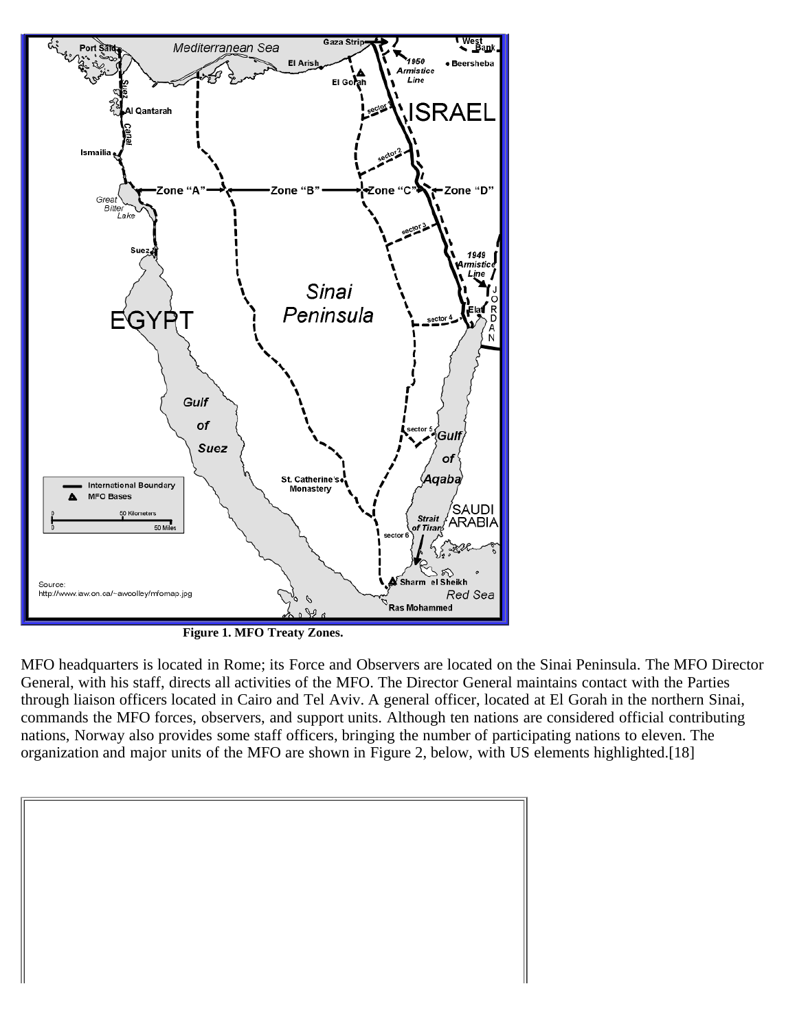**Figure 1. MFO Treaty Zones.**

MFO headquarters is located in Rome; its Force and Observers are located on the Sinai Peninsula. The MFO Director General, with his staff, directs all activities of the MFO. The Director General maintains contact with the Parties through liaison officers located in Cairo and Tel Aviv. A general officer, located at El Gorah in the northern Sinai, commands the MFO forces, observers, and support units. Although ten nations are considered official contributing nations, Norway also provides some staff officers, bringing the number of participating nations to eleven. The organization and major units of the MFO are shown in Figure 2, below, with US elements highlighted.[18]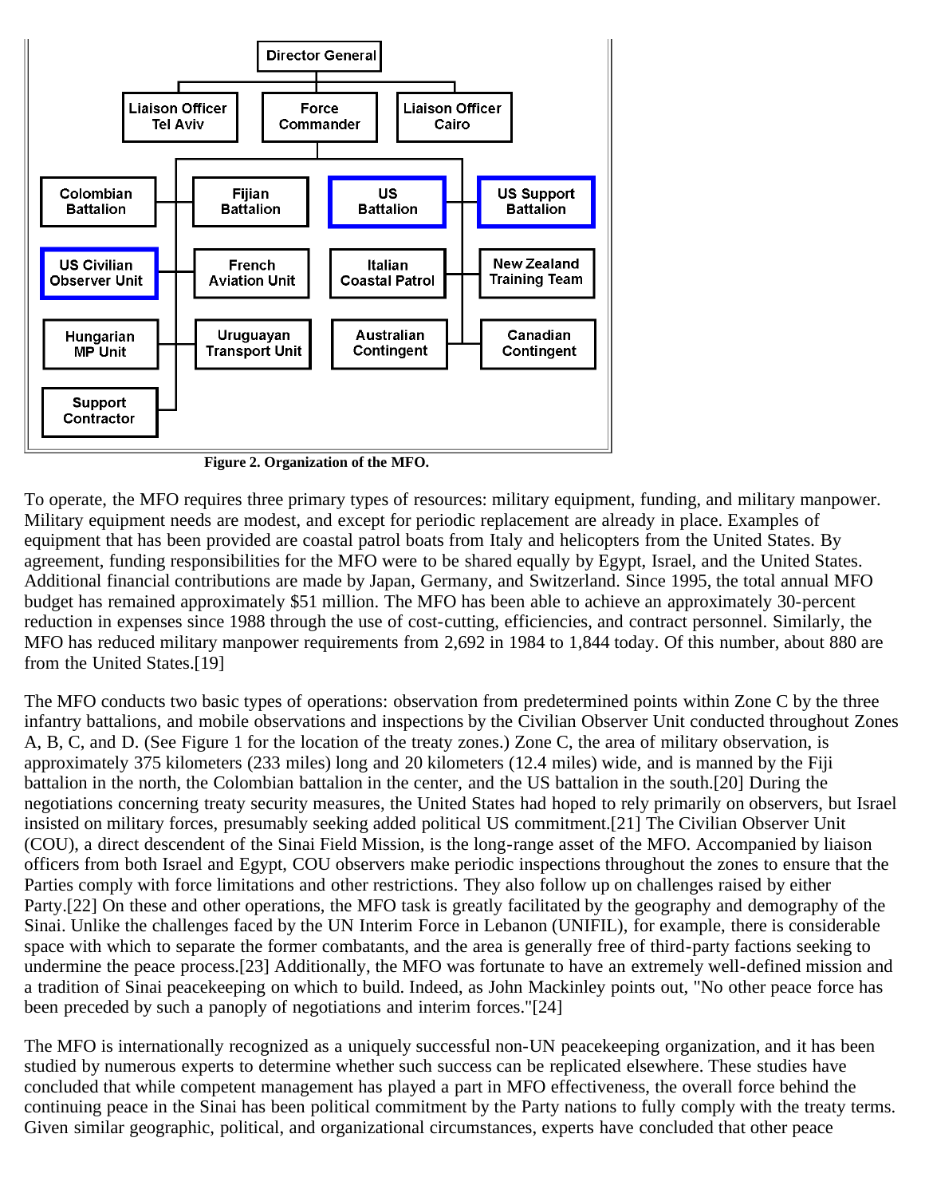Director General

Liaison Officer Tel Aviv | Force Commander | Liaison Officer Cairo

Colombian Battalion | Fijian Battalion | US Battalion | US Support Battalion

US Civilian Observer Unit | French Aviation Unit | Italian Coastal Patrol | New Zealand Training Team

Hungarian MP Unit | Uruguayan Transport Unit | Australian Contingent | Canadian Contingent

Support Contractor

**Figure 2. Organization of the MFO.**

To operate, the MFO requires three primary types of resources: military equipment, funding, and military manpower. Military equipment needs are modest, and except for periodic replacement are already in place. Examples of equipment that has been provided are coastal patrol boats from Italy and helicopters from the United States. By agreement, funding responsibilities for the MFO were to be shared equally by Egypt, Israel, and the United States. Additional financial contributions are made by Japan, Germany, and Switzerland. Since 1995, the total annual MFO budget has remained approximately $51 million. The MFO has been able to achieve an approximately 30-percent reduction in expenses since 1988 through the use of cost-cutting, efficiencies, and contract personnel. Similarly, the MFO has reduced military manpower requirements from 2,692 in 1984 to 1,844 today. Of this number, about 880 are from the United States.[19]

The MFO conducts two basic types of operations: observation from predetermined points within Zone C by the three infantry battalions, and mobile observations and inspections by the Civilian Observer Unit conducted throughout Zones A, B, C, and D. (See Figure 1 for the location of the treaty zones.) Zone C, the area of military observation, is approximately 375 kilometers (233 miles) long and 20 kilometers (12.4 miles) wide, and is manned by the Fiji battalion in the north, the Colombian battalion in the center, and the US battalion in the south.[20] During the negotiations concerning treaty security measures, the United States had hoped to rely primarily on observers, but Israel insisted on military forces, presumably seeking added political US commitment.[21] The Civilian Observer Unit (COU), a direct descendent of the Sinai Field Mission, is the long-range asset of the MFO. Accompanied by liaison officers from both Israel and Egypt, COU observers make periodic inspections throughout the zones to ensure that the Parties comply with force limitations and other restrictions. They also follow up on challenges raised by either Party.[22] On these and other operations, the MFO task is greatly facilitated by the geography and demography of the Sinai. Unlike the challenges faced by the UN Interim Force in Lebanon (UNIFIL), for example, there is considerable space with which to separate the former combatants, and the area is generally free of third-party factions seeking to undermine the peace process.[23] Additionally, the MFO was fortunate to have an extremely well-defined mission and a tradition of Sinai peacekeeping on which to build. Indeed, as John Mackinley points out, "No other peace force has been preceded by such a panoply of negotiations and interim forces."[24]

The MFO is internationally recognized as a uniquely successful non-UN peacekeeping organization, and it has been studied by numerous experts to determine whether such success can be replicated elsewhere. These studies have concluded that while competent management has played a part in MFO effectiveness, the overall force behind the continuing peace in the Sinai has been political commitment by the Party nations to fully comply with the treaty terms. Given similar geographic, political, and organizational circumstances, experts have concluded that other peace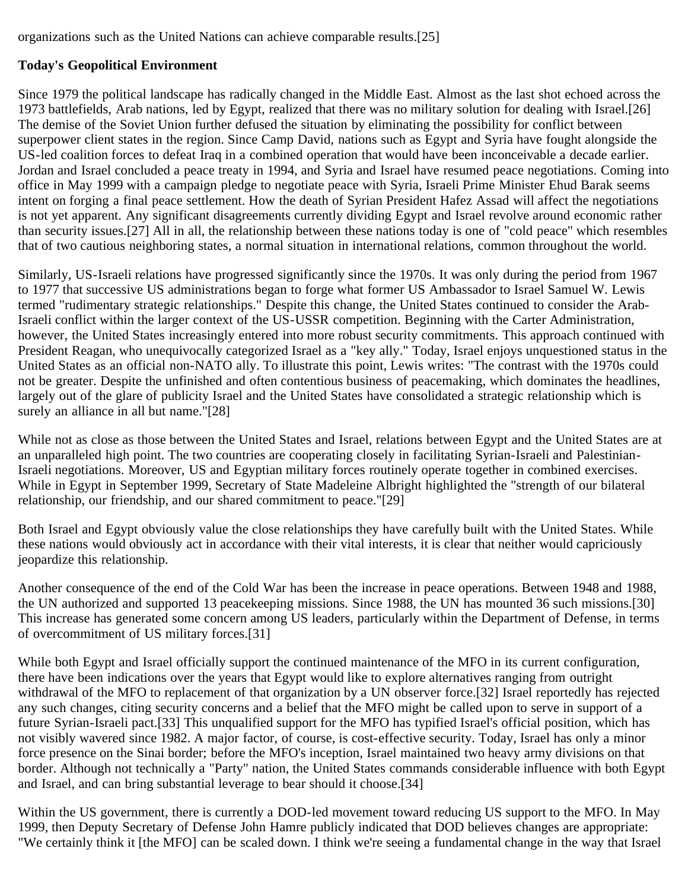organizations such as the United Nations can achieve comparable results.[25]

**Today's Geopolitical Environment**

Since 1979 the political landscape has radically changed in the Middle East. Almost as the last shot echoed across the 1973 battlefields, Arab nations, led by Egypt, realized that there was no military solution for dealing with Israel.[26] The demise of the Soviet Union further defused the situation by eliminating the possibility for conflict between superpower client states in the region. Since Camp David, nations such as Egypt and Syria have fought alongside the US-led coalition forces to defeat Iraq in a combined operation that would have been inconceivable a decade earlier. Jordan and Israel concluded a peace treaty in 1994, and Syria and Israel have resumed peace negotiations. Coming into office in May 1999 with a campaign pledge to negotiate peace with Syria, Israeli Prime Minister Ehud Barak seems intent on forging a final peace settlement. How the death of Syrian President Hafez Assad will affect the negotiations is not yet apparent. Any significant disagreements currently dividing Egypt and Israel revolve around economic rather than security issues.[27] All in all, the relationship between these nations today is one of "cold peace" which resembles that of two cautious neighboring states, a normal situation in international relations, common throughout the world.

Similarly, US-Israeli relations have progressed significantly since the 1970s. It was only during the period from 1967 to 1977 that successive US administrations began to forge what former US Ambassador to Israel Samuel W. Lewis termed "rudimentary strategic relationships." Despite this change, the United States continued to consider the Arab-Israeli conflict within the larger context of the US-USSR competition. Beginning with the Carter Administration, however, the United States increasingly entered into more robust security commitments. This approach continued with President Reagan, who unequivocally categorized Israel as a "key ally." Today, Israel enjoys unquestioned status in the United States as an official non-NATO ally. To illustrate this point, Lewis writes: "The contrast with the 1970s could not be greater. Despite the unfinished and often contentious business of peacemaking, which dominates the headlines, largely out of the glare of publicity Israel and the United States have consolidated a strategic relationship which is surely an alliance in all but name."[28]

While not as close as those between the United States and Israel, relations between Egypt and the United States are at an unparalleled high point. The two countries are cooperating closely in facilitating Syrian-Israeli and Palestinian-Israeli negotiations. Moreover, US and Egyptian military forces routinely operate together in combined exercises. While in Egypt in September 1999, Secretary of State Madeleine Albright highlighted the "strength of our bilateral relationship, our friendship, and our shared commitment to peace."[29]

Both Israel and Egypt obviously value the close relationships they have carefully built with the United States. While these nations would obviously act in accordance with their vital interests, it is clear that neither would capriciously jeopardize this relationship.

Another consequence of the end of the Cold War has been the increase in peace operations. Between 1948 and 1988, the UN authorized and supported 13 peacekeeping missions. Since 1988, the UN has mounted 36 such missions.[30] This increase has generated some concern among US leaders, particularly within the Department of Defense, in terms of overcommitment of US military forces.[31]

While both Egypt and Israel officially support the continued maintenance of the MFO in its current configuration, there have been indications over the years that Egypt would like to explore alternatives ranging from outright withdrawal of the MFO to replacement of that organization by a UN observer force.[32] Israel reportedly has rejected any such changes, citing security concerns and a belief that the MFO might be called upon to serve in support of a future Syrian-Israeli pact.[33] This unqualified support for the MFO has typified Israel's official position, which has not visibly wavered since 1982. A major factor, of course, is cost-effective security. Today, Israel has only a minor force presence on the Sinai border; before the MFO's inception, Israel maintained two heavy army divisions on that border. Although not technically a "Party" nation, the United States commands considerable influence with both Egypt and Israel, and can bring substantial leverage to bear should it choose.[34]

Within the US government, there is currently a DOD-led movement toward reducing US support to the MFO. In May 1999, then Deputy Secretary of Defense John Hamre publicly indicated that DOD believes changes are appropriate: "We certainly think it [the MFO] can be scaled down. I think we're seeing a fundamental change in the way that Israel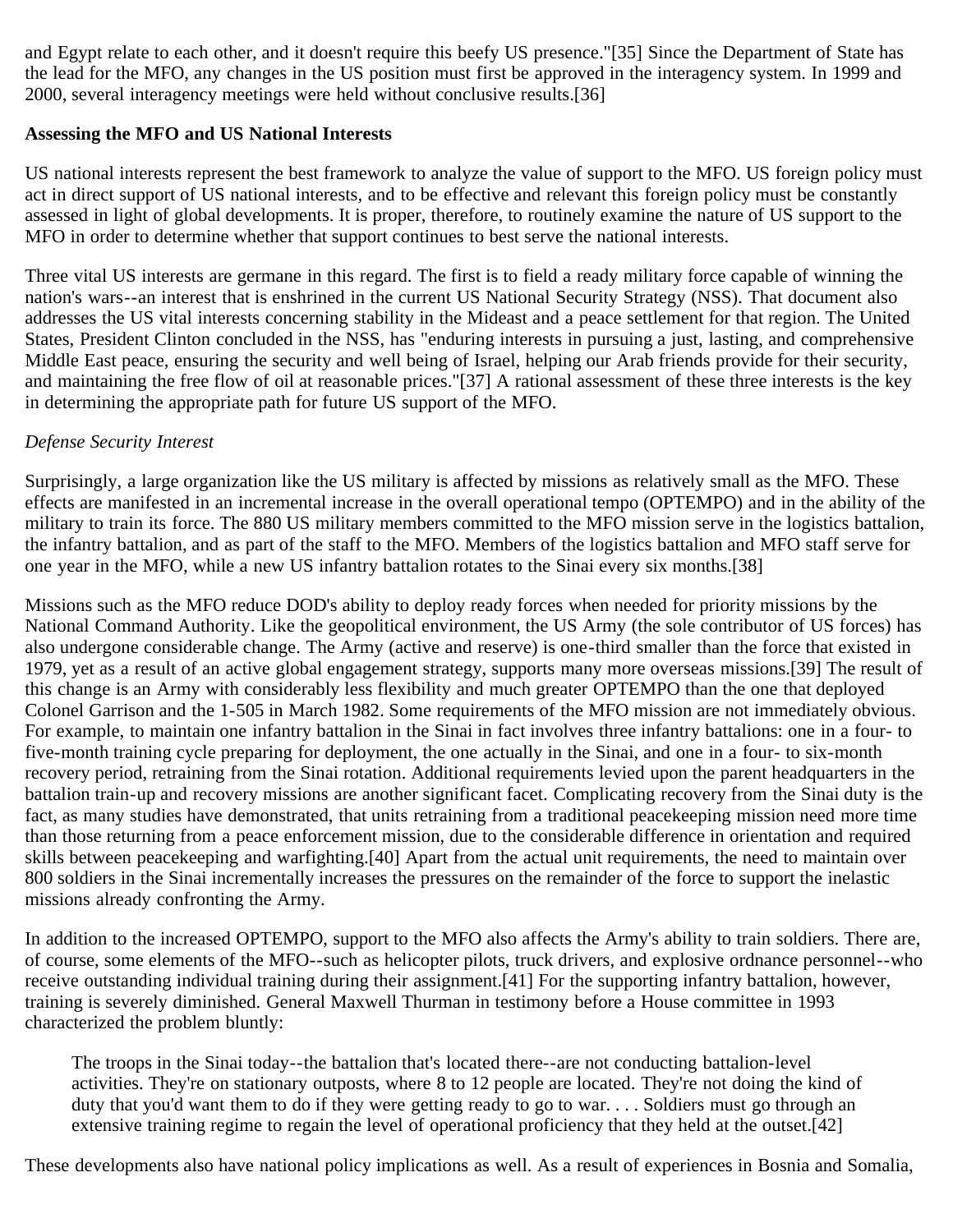and Egypt relate to each other, and it doesn't require this beefy US presence."[35] Since the Department of State has the lead for the MFO, any changes in the US position must first be approved in the interagency system. In 1999 and 2000, several interagency meetings were held without conclusive results.[36]

**Assessing the MFO and US National Interests**

US national interests represent the best framework to analyze the value of support to the MFO. US foreign policy must act in direct support of US national interests, and to be effective and relevant this foreign policy must be constantly assessed in light of global developments. It is proper, therefore, to routinely examine the nature of US support to the MFO in order to determine whether that support continues to best serve the national interests.

Three vital US interests are germane in this regard. The first is to field a ready military force capable of winning the nation's wars--an interest that is enshrined in the current US National Security Strategy (NSS). That document also addresses the US vital interests concerning stability in the Mideast and a peace settlement for that region. The United States, President Clinton concluded in the NSS, has "enduring interests in pursuing a just, lasting, and comprehensive Middle East peace, ensuring the security and well being of Israel, helping our Arab friends provide for their security, and maintaining the free flow of oil at reasonable prices."[37] A rational assessment of these three interests is the key in determining the appropriate path for future US support of the MFO.

*Defense Security Interest*

Surprisingly, a large organization like the US military is affected by missions as relatively small as the MFO. These effects are manifested in an incremental increase in the overall operational tempo (OPTEMPO) and in the ability of the military to train its force. The 880 US military members committed to the MFO mission serve in the logistics battalion, the infantry battalion, and as part of the staff to the MFO. Members of the logistics battalion and MFO staff serve for one year in the MFO, while a new US infantry battalion rotates to the Sinai every six months.[38]

Missions such as the MFO reduce DOD's ability to deploy ready forces when needed for priority missions by the National Command Authority. Like the geopolitical environment, the US Army (the sole contributor of US forces) has also undergone considerable change. The Army (active and reserve) is one-third smaller than the force that existed in 1979, yet as a result of an active global engagement strategy, supports many more overseas missions.[39] The result of this change is an Army with considerably less flexibility and much greater OPTEMPO than the one that deployed Colonel Garrison and the 1-505 in March 1982. Some requirements of the MFO mission are not immediately obvious. For example, to maintain one infantry battalion in the Sinai in fact involves three infantry battalions: one in a four- to five-month training cycle preparing for deployment, the one actually in the Sinai, and one in a four- to six-month recovery period, retraining from the Sinai rotation. Additional requirements levied upon the parent headquarters in the battalion train-up and recovery missions are another significant facet. Complicating recovery from the Sinai duty is the fact, as many studies have demonstrated, that units retraining from a traditional peacekeeping mission need more time than those returning from a peace enforcement mission, due to the considerable difference in orientation and required skills between peacekeeping and warfighting.[40] Apart from the actual unit requirements, the need to maintain over 800 soldiers in the Sinai incrementally increases the pressures on the remainder of the force to support the inelastic missions already confronting the Army.

In addition to the increased OPTEMPO, support to the MFO also affects the Army's ability to train soldiers. There are, of course, some elements of the MFO--such as helicopter pilots, truck drivers, and explosive ordnance personnel--who receive outstanding individual training during their assignment.[41] For the supporting infantry battalion, however, training is severely diminished. General Maxwell Thurman in testimony before a House committee in 1993 characterized the problem bluntly:

> The troops in the Sinai today--the battalion that's located there--are not conducting battalion-level activities. They're on stationary outposts, where 8 to 12 people are located. They're not doing the kind of duty that you'd want them to do if they were getting ready to go to war. . . . Soldiers must go through an extensive training regime to regain the level of operational proficiency that they held at the outset.[42]

These developments also have national policy implications as well. As a result of experiences in Bosnia and Somalia,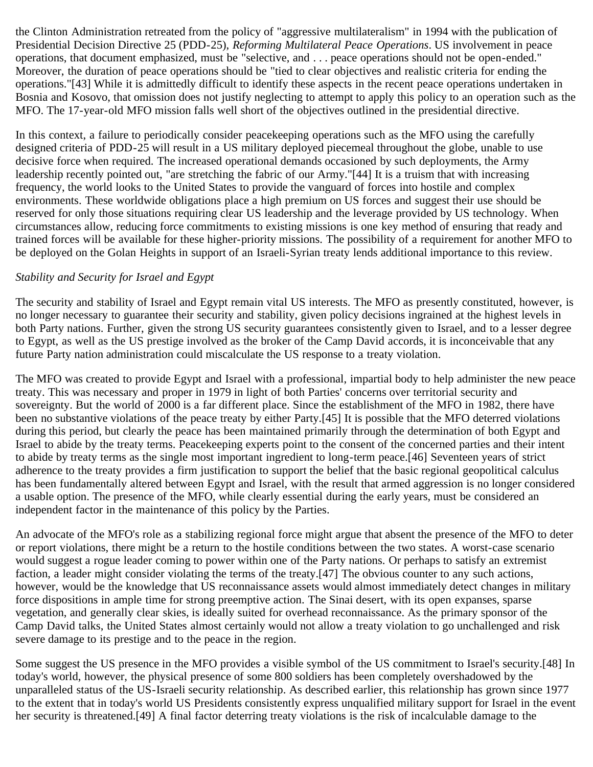the Clinton Administration retreated from the policy of "aggressive multilateralism" in 1994 with the publication of Presidential Decision Directive 25 (PDD-25), *Reforming Multilateral Peace Operations*. US involvement in peace operations, that document emphasized, must be "selective, and . . . peace operations should not be open-ended." Moreover, the duration of peace operations should be "tied to clear objectives and realistic criteria for ending the operations."[43] While it is admittedly difficult to identify these aspects in the recent peace operations undertaken in Bosnia and Kosovo, that omission does not justify neglecting to attempt to apply this policy to an operation such as the MFO. The 17-year-old MFO mission falls well short of the objectives outlined in the presidential directive.

In this context, a failure to periodically consider peacekeeping operations such as the MFO using the carefully designed criteria of PDD-25 will result in a US military deployed piecemeal throughout the globe, unable to use decisive force when required. The increased operational demands occasioned by such deployments, the Army leadership recently pointed out, "are stretching the fabric of our Army."[44] It is a truism that with increasing frequency, the world looks to the United States to provide the vanguard of forces into hostile and complex environments. These worldwide obligations place a high premium on US forces and suggest their use should be reserved for only those situations requiring clear US leadership and the leverage provided by US technology. When circumstances allow, reducing force commitments to existing missions is one key method of ensuring that ready and trained forces will be available for these higher-priority missions. The possibility of a requirement for another MFO to be deployed on the Golan Heights in support of an Israeli-Syrian treaty lends additional importance to this review.

*Stability and Security for Israel and Egypt*

The security and stability of Israel and Egypt remain vital US interests. The MFO as presently constituted, however, is no longer necessary to guarantee their security and stability, given policy decisions ingrained at the highest levels in both Party nations. Further, given the strong US security guarantees consistently given to Israel, and to a lesser degree to Egypt, as well as the US prestige involved as the broker of the Camp David accords, it is inconceivable that any future Party nation administration could miscalculate the US response to a treaty violation.

The MFO was created to provide Egypt and Israel with a professional, impartial body to help administer the new peace treaty. This was necessary and proper in 1979 in light of both Parties' concerns over territorial security and sovereignty. But the world of 2000 is a far different place. Since the establishment of the MFO in 1982, there have been no substantive violations of the peace treaty by either Party.[45] It is possible that the MFO deterred violations during this period, but clearly the peace has been maintained primarily through the determination of both Egypt and Israel to abide by the treaty terms. Peacekeeping experts point to the consent of the concerned parties and their intent to abide by treaty terms as the single most important ingredient to long-term peace.[46] Seventeen years of strict adherence to the treaty provides a firm justification to support the belief that the basic regional geopolitical calculus has been fundamentally altered between Egypt and Israel, with the result that armed aggression is no longer considered a usable option. The presence of the MFO, while clearly essential during the early years, must be considered an independent factor in the maintenance of this policy by the Parties.

An advocate of the MFO's role as a stabilizing regional force might argue that absent the presence of the MFO to deter or report violations, there might be a return to the hostile conditions between the two states. A worst-case scenario would suggest a rogue leader coming to power within one of the Party nations. Or perhaps to satisfy an extremist faction, a leader might consider violating the terms of the treaty.[47] The obvious counter to any such actions, however, would be the knowledge that US reconnaissance assets would almost immediately detect changes in military force dispositions in ample time for strong preemptive action. The Sinai desert, with its open expanses, sparse vegetation, and generally clear skies, is ideally suited for overhead reconnaissance. As the primary sponsor of the Camp David talks, the United States almost certainly would not allow a treaty violation to go unchallenged and risk severe damage to its prestige and to the peace in the region.

Some suggest the US presence in the MFO provides a visible symbol of the US commitment to Israel's security.[48] In today's world, however, the physical presence of some 800 soldiers has been completely overshadowed by the unparalleled status of the US-Israeli security relationship. As described earlier, this relationship has grown since 1977 to the extent that in today's world US Presidents consistently express unqualified military support for Israel in the event her security is threatened.[49] A final factor deterring treaty violations is the risk of incalculable damage to the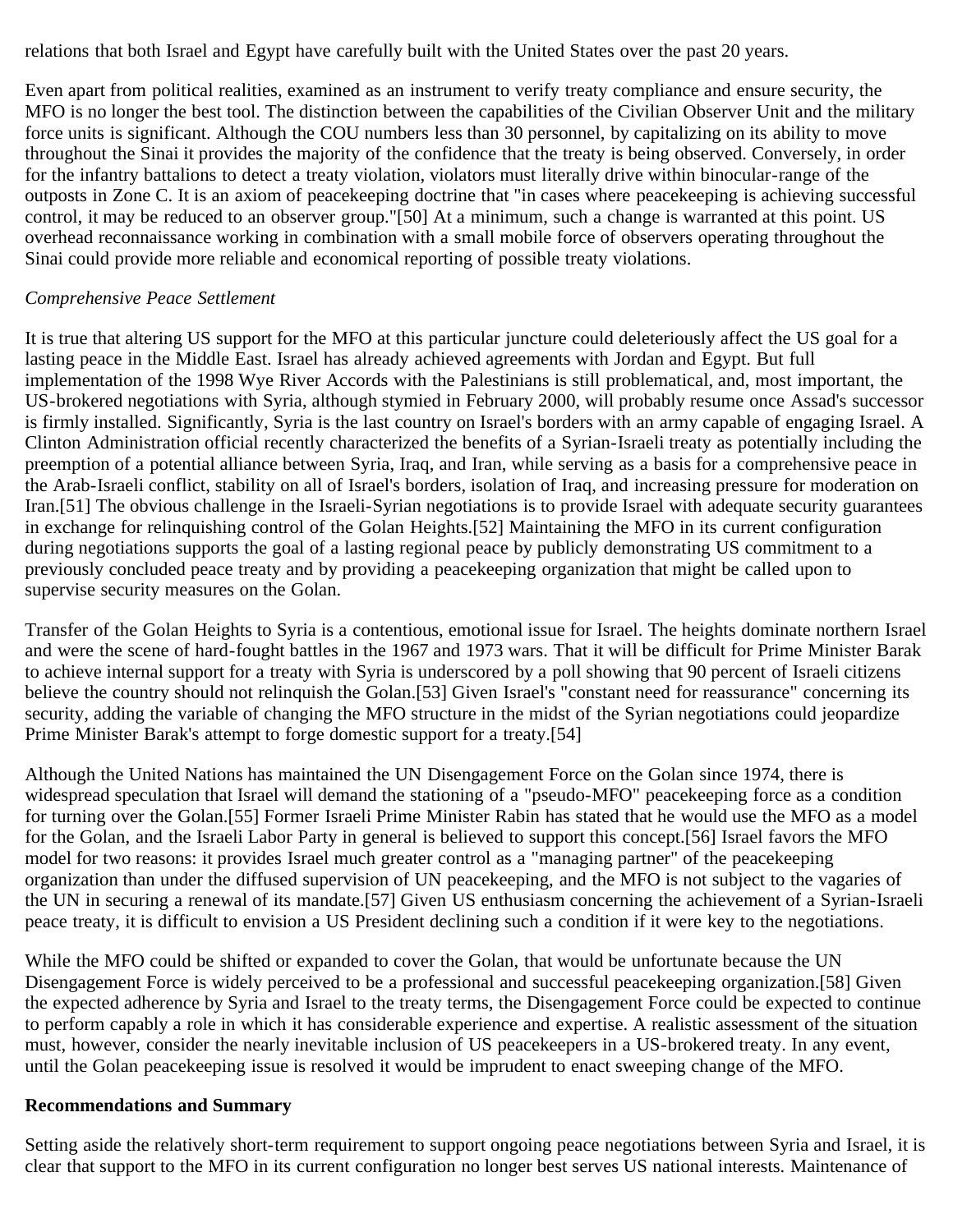relations that both Israel and Egypt have carefully built with the United States over the past 20 years.

Even apart from political realities, examined as an instrument to verify treaty compliance and ensure security, the MFO is no longer the best tool. The distinction between the capabilities of the Civilian Observer Unit and the military force units is significant. Although the COU numbers less than 30 personnel, by capitalizing on its ability to move throughout the Sinai it provides the majority of the confidence that the treaty is being observed. Conversely, in order for the infantry battalions to detect a treaty violation, violators must literally drive within binocular-range of the outposts in Zone C. It is an axiom of peacekeeping doctrine that "in cases where peacekeeping is achieving successful control, it may be reduced to an observer group."[50] At a minimum, such a change is warranted at this point. US overhead reconnaissance working in combination with a small mobile force of observers operating throughout the Sinai could provide more reliable and economical reporting of possible treaty violations.

*Comprehensive Peace Settlement*

It is true that altering US support for the MFO at this particular juncture could deleteriously affect the US goal for a lasting peace in the Middle East. Israel has already achieved agreements with Jordan and Egypt. But full implementation of the 1998 Wye River Accords with the Palestinians is still problematical, and, most important, the US-brokered negotiations with Syria, although stymied in February 2000, will probably resume once Assad's successor is firmly installed. Significantly, Syria is the last country on Israel's borders with an army capable of engaging Israel. A Clinton Administration official recently characterized the benefits of a Syrian-Israeli treaty as potentially including the preemption of a potential alliance between Syria, Iraq, and Iran, while serving as a basis for a comprehensive peace in the Arab-Israeli conflict, stability on all of Israel's borders, isolation of Iraq, and increasing pressure for moderation on Iran.[51] The obvious challenge in the Israeli-Syrian negotiations is to provide Israel with adequate security guarantees in exchange for relinquishing control of the Golan Heights.[52] Maintaining the MFO in its current configuration during negotiations supports the goal of a lasting regional peace by publicly demonstrating US commitment to a previously concluded peace treaty and by providing a peacekeeping organization that might be called upon to supervise security measures on the Golan.

Transfer of the Golan Heights to Syria is a contentious, emotional issue for Israel. The heights dominate northern Israel and were the scene of hard-fought battles in the 1967 and 1973 wars. That it will be difficult for Prime Minister Barak to achieve internal support for a treaty with Syria is underscored by a poll showing that 90 percent of Israeli citizens believe the country should not relinquish the Golan.[53] Given Israel's "constant need for reassurance" concerning its security, adding the variable of changing the MFO structure in the midst of the Syrian negotiations could jeopardize Prime Minister Barak's attempt to forge domestic support for a treaty.[54]

Although the United Nations has maintained the UN Disengagement Force on the Golan since 1974, there is widespread speculation that Israel will demand the stationing of a "pseudo-MFO" peacekeeping force as a condition for turning over the Golan.[55] Former Israeli Prime Minister Rabin has stated that he would use the MFO as a model for the Golan, and the Israeli Labor Party in general is believed to support this concept.[56] Israel favors the MFO model for two reasons: it provides Israel much greater control as a "managing partner" of the peacekeeping organization than under the diffused supervision of UN peacekeeping, and the MFO is not subject to the vagaries of the UN in securing a renewal of its mandate.[57] Given US enthusiasm concerning the achievement of a Syrian-Israeli peace treaty, it is difficult to envision a US President declining such a condition if it were key to the negotiations.

While the MFO could be shifted or expanded to cover the Golan, that would be unfortunate because the UN Disengagement Force is widely perceived to be a professional and successful peacekeeping organization.[58] Given the expected adherence by Syria and Israel to the treaty terms, the Disengagement Force could be expected to continue to perform capably a role in which it has considerable experience and expertise. A realistic assessment of the situation must, however, consider the nearly inevitable inclusion of US peacekeepers in a US-brokered treaty. In any event, until the Golan peacekeeping issue is resolved it would be imprudent to enact sweeping change of the MFO.

**Recommendations and Summary**

Setting aside the relatively short-term requirement to support ongoing peace negotiations between Syria and Israel, it is clear that support to the MFO in its current configuration no longer best serves US national interests. Maintenance of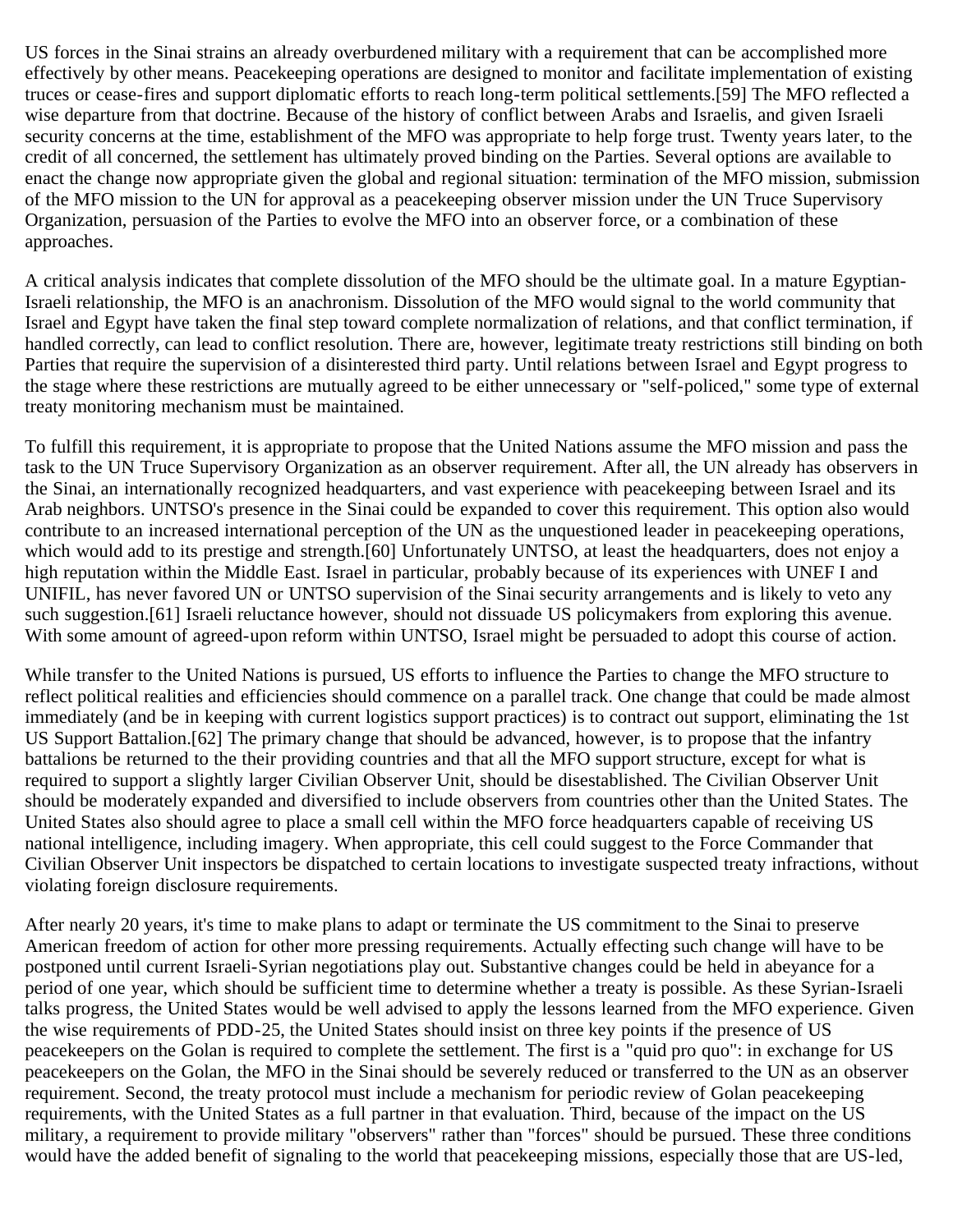US forces in the Sinai strains an already overburdened military with a requirement that can be accomplished more effectively by other means. Peacekeeping operations are designed to monitor and facilitate implementation of existing truces or cease-fires and support diplomatic efforts to reach long-term political settlements.[59] The MFO reflected a wise departure from that doctrine. Because of the history of conflict between Arabs and Israelis, and given Israeli security concerns at the time, establishment of the MFO was appropriate to help forge trust. Twenty years later, to the credit of all concerned, the settlement has ultimately proved binding on the Parties. Several options are available to enact the change now appropriate given the global and regional situation: termination of the MFO mission, submission of the MFO mission to the UN for approval as a peacekeeping observer mission under the UN Truce Supervisory Organization, persuasion of the Parties to evolve the MFO into an observer force, or a combination of these approaches.

A critical analysis indicates that complete dissolution of the MFO should be the ultimate goal. In a mature Egyptian-Israeli relationship, the MFO is an anachronism. Dissolution of the MFO would signal to the world community that Israel and Egypt have taken the final step toward complete normalization of relations, and that conflict termination, if handled correctly, can lead to conflict resolution. There are, however, legitimate treaty restrictions still binding on both Parties that require the supervision of a disinterested third party. Until relations between Israel and Egypt progress to the stage where these restrictions are mutually agreed to be either unnecessary or "self-policed," some type of external treaty monitoring mechanism must be maintained.

To fulfill this requirement, it is appropriate to propose that the United Nations assume the MFO mission and pass the task to the UN Truce Supervisory Organization as an observer requirement. After all, the UN already has observers in the Sinai, an internationally recognized headquarters, and vast experience with peacekeeping between Israel and its Arab neighbors. UNTSO's presence in the Sinai could be expanded to cover this requirement. This option also would contribute to an increased international perception of the UN as the unquestioned leader in peacekeeping operations, which would add to its prestige and strength.[60] Unfortunately UNTSO, at least the headquarters, does not enjoy a high reputation within the Middle East. Israel in particular, probably because of its experiences with UNEF I and UNIFIL, has never favored UN or UNTSO supervision of the Sinai security arrangements and is likely to veto any such suggestion.[61] Israeli reluctance however, should not dissuade US policymakers from exploring this avenue. With some amount of agreed-upon reform within UNTSO, Israel might be persuaded to adopt this course of action.

While transfer to the United Nations is pursued, US efforts to influence the Parties to change the MFO structure to reflect political realities and efficiencies should commence on a parallel track. One change that could be made almost immediately (and be in keeping with current logistics support practices) is to contract out support, eliminating the 1st US Support Battalion.[62] The primary change that should be advanced, however, is to propose that the infantry battalions be returned to the their providing countries and that all the MFO support structure, except for what is required to support a slightly larger Civilian Observer Unit, should be disestablished. The Civilian Observer Unit should be moderately expanded and diversified to include observers from countries other than the United States. The United States also should agree to place a small cell within the MFO force headquarters capable of receiving US national intelligence, including imagery. When appropriate, this cell could suggest to the Force Commander that Civilian Observer Unit inspectors be dispatched to certain locations to investigate suspected treaty infractions, without violating foreign disclosure requirements.

After nearly 20 years, it's time to make plans to adapt or terminate the US commitment to the Sinai to preserve American freedom of action for other more pressing requirements. Actually effecting such change will have to be postponed until current Israeli-Syrian negotiations play out. Substantive changes could be held in abeyance for a period of one year, which should be sufficient time to determine whether a treaty is possible. As these Syrian-Israeli talks progress, the United States would be well advised to apply the lessons learned from the MFO experience. Given the wise requirements of PDD-25, the United States should insist on three key points if the presence of US peacekeepers on the Golan is required to complete the settlement. The first is a "quid pro quo": in exchange for US peacekeepers on the Golan, the MFO in the Sinai should be severely reduced or transferred to the UN as an observer requirement. Second, the treaty protocol must include a mechanism for periodic review of Golan peacekeeping requirements, with the United States as a full partner in that evaluation. Third, because of the impact on the US military, a requirement to provide military "observers" rather than "forces" should be pursued. These three conditions would have the added benefit of signaling to the world that peacekeeping missions, especially those that are US-led,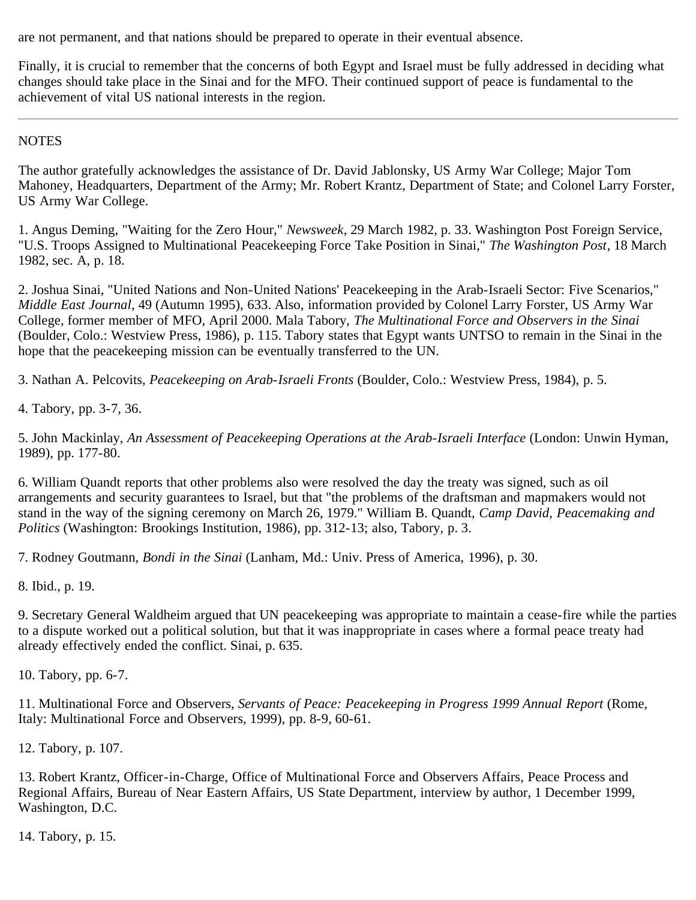are not permanent, and that nations should be prepared to operate in their eventual absence.

Finally, it is crucial to remember that the concerns of both Egypt and Israel must be fully addressed in deciding what changes should take place in the Sinai and for the MFO. Their continued support of peace is fundamental to the achievement of vital US national interests in the region.

---

NOTES

The author gratefully acknowledges the assistance of Dr. David Jablonsky, US Army War College; Major Tom Mahoney, Headquarters, Department of the Army; Mr. Robert Krantz, Department of State; and Colonel Larry Forster, US Army War College.

1. Angus Deming, "Waiting for the Zero Hour," *Newsweek*, 29 March 1982, p. 33. Washington Post Foreign Service, "U.S. Troops Assigned to Multinational Peacekeeping Force Take Position in Sinai," *The Washington Post*, 18 March 1982, sec. A, p. 18.

2. Joshua Sinai, "United Nations and Non-United Nations' Peacekeeping in the Arab-Israeli Sector: Five Scenarios," *Middle East Journal*, 49 (Autumn 1995), 633. Also, information provided by Colonel Larry Forster, US Army War College, former member of MFO, April 2000. Mala Tabory, *The Multinational Force and Observers in the Sinai* (Boulder, Colo.: Westview Press, 1986), p. 115. Tabory states that Egypt wants UNTSO to remain in the Sinai in the hope that the peacekeeping mission can be eventually transferred to the UN.

3. Nathan A. Pelcovits, *Peacekeeping on Arab-Israeli Fronts* (Boulder, Colo.: Westview Press, 1984), p. 5.

4. Tabory, pp. 3-7, 36.

5. John Mackinlay, *An Assessment of Peacekeeping Operations at the Arab-Israeli Interface* (London: Unwin Hyman, 1989), pp. 177-80.

6. William Quandt reports that other problems also were resolved the day the treaty was signed, such as oil arrangements and security guarantees to Israel, but that "the problems of the draftsman and mapmakers would not stand in the way of the signing ceremony on March 26, 1979." William B. Quandt, *Camp David, Peacemaking and Politics* (Washington: Brookings Institution, 1986), pp. 312-13; also, Tabory, p. 3.

7. Rodney Goutmann, *Bondi in the Sinai* (Lanham, Md.: Univ. Press of America, 1996), p. 30.

8. Ibid., p. 19.

9. Secretary General Waldheim argued that UN peacekeeping was appropriate to maintain a cease-fire while the parties to a dispute worked out a political solution, but that it was inappropriate in cases where a formal peace treaty had already effectively ended the conflict. Sinai, p. 635.

10. Tabory, pp. 6-7.

11. Multinational Force and Observers, *Servants of Peace: Peacekeeping in Progress 1999 Annual Report* (Rome, Italy: Multinational Force and Observers, 1999), pp. 8-9, 60-61.

12. Tabory, p. 107.

13. Robert Krantz, Officer-in-Charge, Office of Multinational Force and Observers Affairs, Peace Process and Regional Affairs, Bureau of Near Eastern Affairs, US State Department, interview by author, 1 December 1999, Washington, D.C.

14. Tabory, p. 15.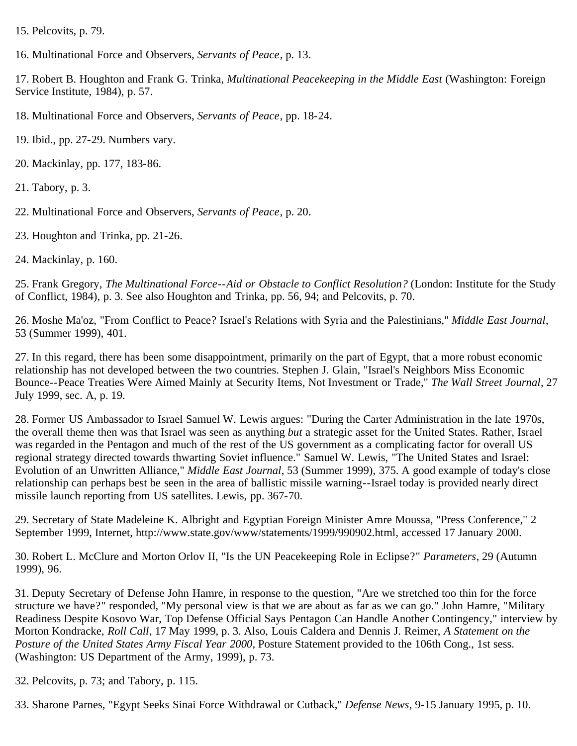15. Pelcovits, p. 79.

16. Multinational Force and Observers, *Servants of Peace*, p. 13.

17. Robert B. Houghton and Frank G. Trinka, *Multinational Peacekeeping in the Middle East* (Washington: Foreign Service Institute, 1984), p. 57.

18. Multinational Force and Observers, *Servants of Peace*, pp. 18-24.

19. Ibid., pp. 27-29. Numbers vary.

20. Mackinlay, pp. 177, 183-86.

21. Tabory, p. 3.

22. Multinational Force and Observers, *Servants of Peace*, p. 20.

23. Houghton and Trinka, pp. 21-26.

24. Mackinlay, p. 160.

25. Frank Gregory, *The Multinational Force--Aid or Obstacle to Conflict Resolution?* (London: Institute for the Study of Conflict, 1984), p. 3. See also Houghton and Trinka, pp. 56, 94; and Pelcovits, p. 70.

26. Moshe Ma'oz, "From Conflict to Peace? Israel's Relations with Syria and the Palestinians," *Middle East Journal*, 53 (Summer 1999), 401.

27. In this regard, there has been some disappointment, primarily on the part of Egypt, that a more robust economic relationship has not developed between the two countries. Stephen J. Glain, "Israel's Neighbors Miss Economic Bounce--Peace Treaties Were Aimed Mainly at Security Items, Not Investment or Trade," *The Wall Street Journal*, 27 July 1999, sec. A, p. 19.

28. Former US Ambassador to Israel Samuel W. Lewis argues: "During the Carter Administration in the late 1970s, the overall theme then was that Israel was seen as anything *but* a strategic asset for the United States. Rather, Israel was regarded in the Pentagon and much of the rest of the US government as a complicating factor for overall US regional strategy directed towards thwarting Soviet influence." Samuel W. Lewis, "The United States and Israel: Evolution of an Unwritten Alliance," *Middle East Journal*, 53 (Summer 1999), 375. A good example of today's close relationship can perhaps best be seen in the area of ballistic missile warning--Israel today is provided nearly direct missile launch reporting from US satellites. Lewis, pp. 367-70.

29. Secretary of State Madeleine K. Albright and Egyptian Foreign Minister Amre Moussa, "Press Conference," 2 September 1999, Internet, http://www.state.gov/www/statements/1999/990902.html, accessed 17 January 2000.

30. Robert L. McClure and Morton Orlov II, "Is the UN Peacekeeping Role in Eclipse?" *Parameters*, 29 (Autumn 1999), 96.

31. Deputy Secretary of Defense John Hamre, in response to the question, "Are we stretched too thin for the force structure we have?" responded, "My personal view is that we are about as far as we can go." John Hamre, "Military Readiness Despite Kosovo War, Top Defense Official Says Pentagon Can Handle Another Contingency," interview by Morton Kondracke, *Roll Call*, 17 May 1999, p. 3. Also, Louis Caldera and Dennis J. Reimer, *A Statement on the Posture of the United States Army Fiscal Year 2000*, Posture Statement provided to the 106th Cong., 1st sess. (Washington: US Department of the Army, 1999), p. 73.

32. Pelcovits, p. 73; and Tabory, p. 115.

33. Sharone Parnes, "Egypt Seeks Sinai Force Withdrawal or Cutback," *Defense News*, 9-15 January 1995, p. 10.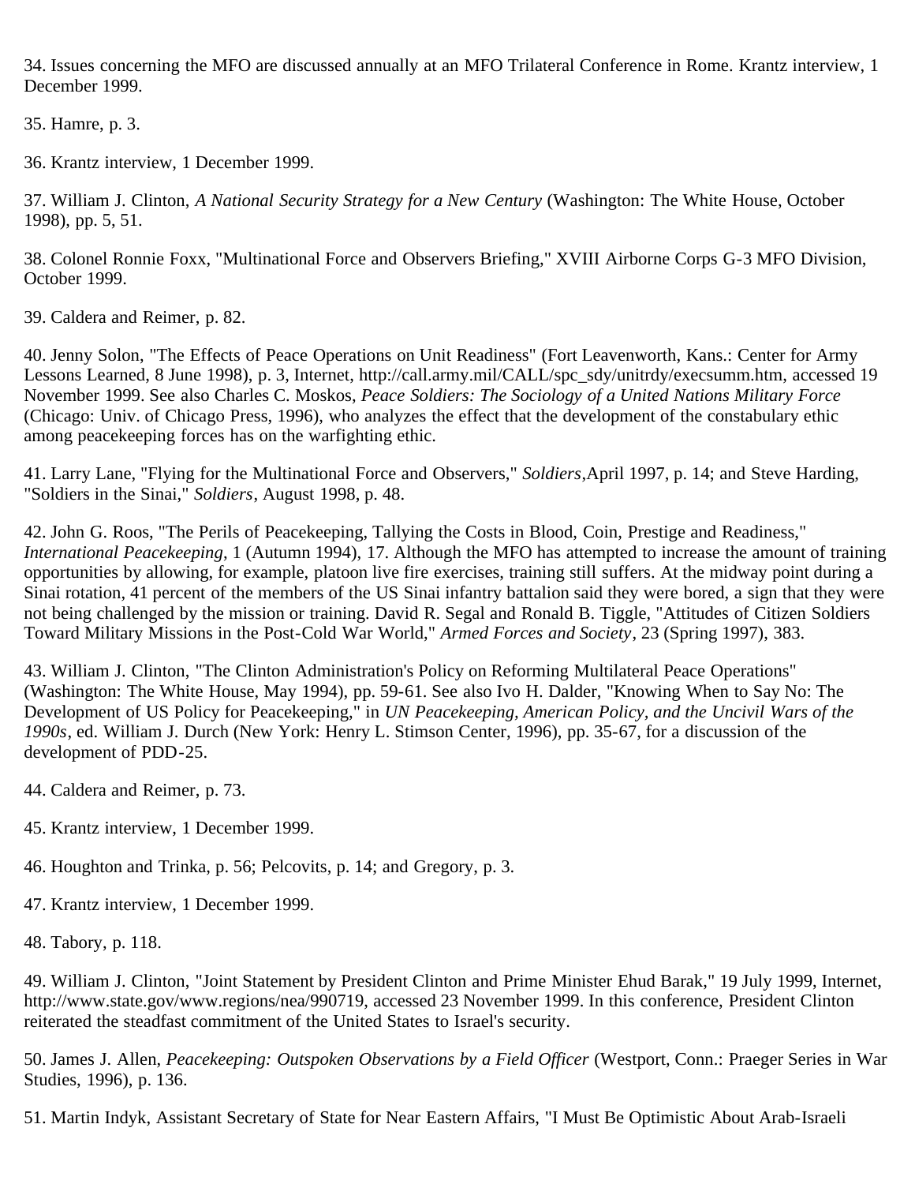34. Issues concerning the MFO are discussed annually at an MFO Trilateral Conference in Rome. Krantz interview, 1 December 1999.

35. Hamre, p. 3.

36. Krantz interview, 1 December 1999.

37. William J. Clinton, *A National Security Strategy for a New Century* (Washington: The White House, October 1998), pp. 5, 51.

38. Colonel Ronnie Foxx, "Multinational Force and Observers Briefing," XVIII Airborne Corps G-3 MFO Division, October 1999.

39. Caldera and Reimer, p. 82.

40. Jenny Solon, "The Effects of Peace Operations on Unit Readiness" (Fort Leavenworth, Kans.: Center for Army Lessons Learned, 8 June 1998), p. 3, Internet, http://call.army.mil/CALL/spc_sdy/unitrdy/execsumm.htm, accessed 19 November 1999. See also Charles C. Moskos, *Peace Soldiers: The Sociology of a United Nations Military Force* (Chicago: Univ. of Chicago Press, 1996), who analyzes the effect that the development of the constabulary ethic among peacekeeping forces has on the warfighting ethic.

41. Larry Lane, "Flying for the Multinational Force and Observers," *Soldiers*,April 1997, p. 14; and Steve Harding, "Soldiers in the Sinai," *Soldiers*, August 1998, p. 48.

42. John G. Roos, "The Perils of Peacekeeping, Tallying the Costs in Blood, Coin, Prestige and Readiness," *International Peacekeeping*, 1 (Autumn 1994), 17. Although the MFO has attempted to increase the amount of training opportunities by allowing, for example, platoon live fire exercises, training still suffers. At the midway point during a Sinai rotation, 41 percent of the members of the US Sinai infantry battalion said they were bored, a sign that they were not being challenged by the mission or training. David R. Segal and Ronald B. Tiggle, "Attitudes of Citizen Soldiers Toward Military Missions in the Post-Cold War World," *Armed Forces and Society*, 23 (Spring 1997), 383.

43. William J. Clinton, "The Clinton Administration's Policy on Reforming Multilateral Peace Operations" (Washington: The White House, May 1994), pp. 59-61. See also Ivo H. Dalder, "Knowing When to Say No: The Development of US Policy for Peacekeeping," in *UN Peacekeeping, American Policy, and the Uncivil Wars of the 1990s*, ed. William J. Durch (New York: Henry L. Stimson Center, 1996), pp. 35-67, for a discussion of the development of PDD-25.

44. Caldera and Reimer, p. 73.

45. Krantz interview, 1 December 1999.

46. Houghton and Trinka, p. 56; Pelcovits, p. 14; and Gregory, p. 3.

47. Krantz interview, 1 December 1999.

48. Tabory, p. 118.

49. William J. Clinton, "Joint Statement by President Clinton and Prime Minister Ehud Barak," 19 July 1999, Internet, http://www.state.gov/www.regions/nea/990719, accessed 23 November 1999. In this conference, President Clinton reiterated the steadfast commitment of the United States to Israel's security.

50. James J. Allen, *Peacekeeping: Outspoken Observations by a Field Officer* (Westport, Conn.: Praeger Series in War Studies, 1996), p. 136.

51. Martin Indyk, Assistant Secretary of State for Near Eastern Affairs, "I Must Be Optimistic About Arab-Israeli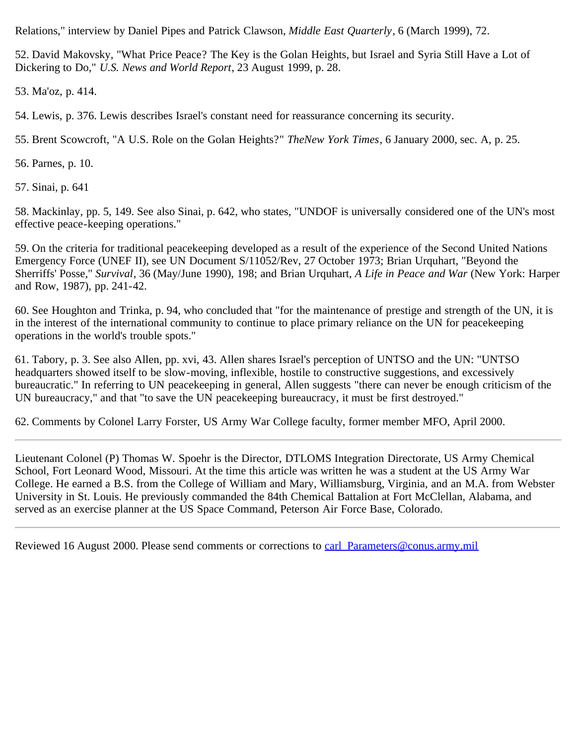Relations," interview by Daniel Pipes and Patrick Clawson, *Middle East Quarterly*, 6 (March 1999), 72.

52. David Makovsky, "What Price Peace? The Key is the Golan Heights, but Israel and Syria Still Have a Lot of Dickering to Do," *U.S. News and World Report*, 23 August 1999, p. 28.

53. Ma'oz, p. 414.

54. Lewis, p. 376. Lewis describes Israel's constant need for reassurance concerning its security.

55. Brent Scowcroft, "A U.S. Role on the Golan Heights?" *TheNew York Times*, 6 January 2000, sec. A, p. 25.

56. Parnes, p. 10.

57. Sinai, p. 641

58. Mackinlay, pp. 5, 149. See also Sinai, p. 642, who states, "UNDOF is universally considered one of the UN's most effective peace-keeping operations."

59. On the criteria for traditional peacekeeping developed as a result of the experience of the Second United Nations Emergency Force (UNEF II), see UN Document S/11052/Rev, 27 October 1973; Brian Urquhart, "Beyond the Sherriffs' Posse," *Survival*, 36 (May/June 1990), 198; and Brian Urquhart, *A Life in Peace and War* (New York: Harper and Row, 1987), pp. 241-42.

60. See Houghton and Trinka, p. 94, who concluded that "for the maintenance of prestige and strength of the UN, it is in the interest of the international community to continue to place primary reliance on the UN for peacekeeping operations in the world's trouble spots."

61. Tabory, p. 3. See also Allen, pp. xvi, 43. Allen shares Israel's perception of UNTSO and the UN: "UNTSO headquarters showed itself to be slow-moving, inflexible, hostile to constructive suggestions, and excessively bureaucratic." In referring to UN peacekeeping in general, Allen suggests "there can never be enough criticism of the UN bureaucracy," and that "to save the UN peacekeeping bureaucracy, it must be first destroyed."

62. Comments by Colonel Larry Forster, US Army War College faculty, former member MFO, April 2000.

---

Lieutenant Colonel (P) Thomas W. Spoehr is the Director, DTLOMS Integration Directorate, US Army Chemical School, Fort Leonard Wood, Missouri. At the time this article was written he was a student at the US Army War College. He earned a B.S. from the College of William and Mary, Williamsburg, Virginia, and an M.A. from Webster University in St. Louis. He previously commanded the 84th Chemical Battalion at Fort McClellan, Alabama, and served as an exercise planner at the US Space Command, Peterson Air Force Base, Colorado.

---

Reviewed 16 August 2000. Please send comments or corrections to carl_Parameters@conus.army.mil